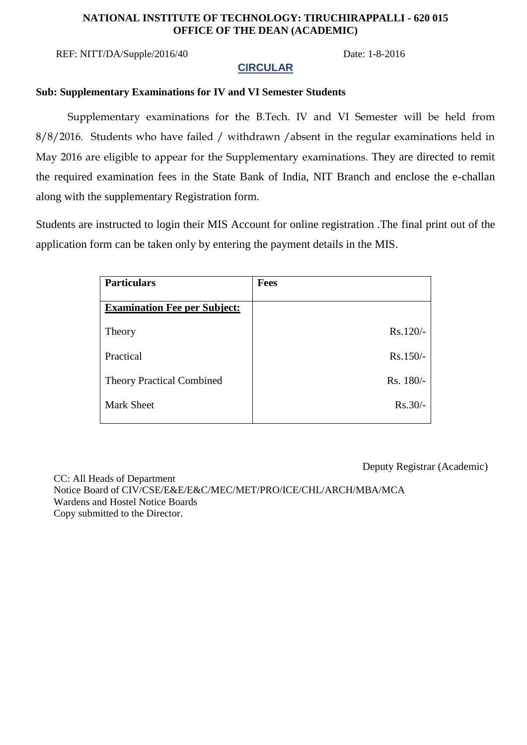**NATIONAL INSTITUTE OF TECHNOLOGY: TIRUCHIRAPPALLI - 620 015**
**OFFICE OF THE DEAN (ACADEMIC)**

REF: NITT/DA/Supple/2016/40 Date: 1-8-2016

## CIRCULAR

**Sub: Supplementary Examinations for IV and VI Semester Students**

Supplementary examinations for the B.Tech. IV and VI Semester will be held from 8/8/2016. Students who have failed / withdrawn /absent in the regular examinations held in May 2016 are eligible to appear for the Supplementary examinations. They are directed to remit the required examination fees in the State Bank of India, NIT Branch and enclose the e-challan along with the supplementary Registration form.

Students are instructed to login their MIS Account for online registration .The final print out of the application form can be taken only by entering the payment details in the MIS.

| **Particulars** | **Fees** |
|---|---|
| **Examination Fee per Subject:** | |
| Theory | Rs.120/- |
| Practical | Rs.150/- |
| Theory Practical Combined | Rs. 180/- |
| Mark Sheet | Rs.30/- |

Deputy Registrar (Academic)

CC: All Heads of Department
Notice Board of CIV/CSE/E&E/E&C/MEC/MET/PRO/ICE/CHL/ARCH/MBA/MCA
Wardens and Hostel Notice Boards
Copy submitted to the Director.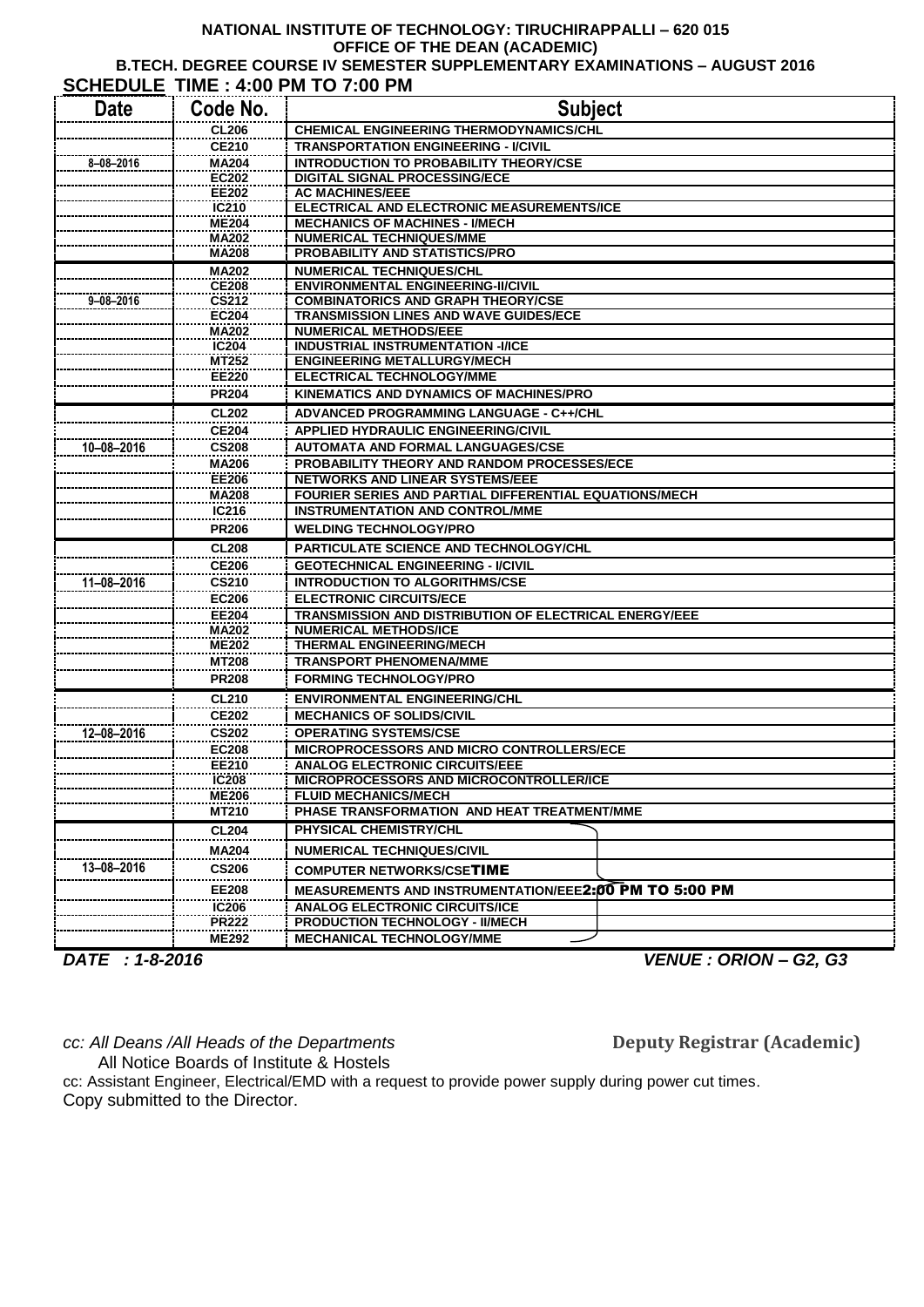**NATIONAL INSTITUTE OF TECHNOLOGY: TIRUCHIRAPPALLI – 620 015**
**OFFICE OF THE DEAN (ACADEMIC)**
**B.TECH. DEGREE COURSE IV SEMESTER SUPPLEMENTARY EXAMINATIONS – AUGUST 2016**

**SCHEDULE TIME : 4:00 PM TO 7:00 PM**

| Date | Code No. | Subject |
|---|---|---|
| | CL206 | CHEMICAL ENGINEERING THERMODYNAMICS/CHL |
| | CE210 | TRANSPORTATION ENGINEERING - I/CIVIL |
| 8–08–2016 | MA204 | INTRODUCTION TO PROBABILITY THEORY/CSE |
| | EC202 | DIGITAL SIGNAL PROCESSING/ECE |
| | EE202 | AC MACHINES/EEE |
| | IC210 | ELECTRICAL AND ELECTRONIC MEASUREMENTS/ICE |
| | ME204 | MECHANICS OF MACHINES - I/MECH |
| | MA202 | NUMERICAL TECHNIQUES/MME |
| | MA208 | PROBABILITY AND STATISTICS/PRO |
| | MA202 | NUMERICAL TECHNIQUES/CHL |
| | CE208 | ENVIRONMENTAL ENGINEERING-II/CIVIL |
| 9–08–2016 | CS212 | COMBINATORICS AND GRAPH THEORY/CSE |
| | EC204 | TRANSMISSION LINES AND WAVE GUIDES/ECE |
| | MA202 | NUMERICAL METHODS/EEE |
| | IC204 | INDUSTRIAL INSTRUMENTATION -I/ICE |
| | MT252 | ENGINEERING METALLURGY/MECH |
| | EE220 | ELECTRICAL TECHNOLOGY/MME |
| | PR204 | KINEMATICS AND DYNAMICS OF MACHINES/PRO |
| | CL202 | ADVANCED PROGRAMMING LANGUAGE - C++/CHL |
| | CE204 | APPLIED HYDRAULIC ENGINEERING/CIVIL |
| 10–08–2016 | CS208 | AUTOMATA AND FORMAL LANGUAGES/CSE |
| | MA206 | PROBABILITY THEORY AND RANDOM PROCESSES/ECE |
| | EE206 | NETWORKS AND LINEAR SYSTEMS/EEE |
| | MA208 | FOURIER SERIES AND PARTIAL DIFFERENTIAL EQUATIONS/MECH |
| | IC216 | INSTRUMENTATION AND CONTROL/MME |
| | PR206 | WELDING TECHNOLOGY/PRO |
| | CL208 | PARTICULATE SCIENCE AND TECHNOLOGY/CHL |
| | CE206 | GEOTECHNICAL ENGINEERING - I/CIVIL |
| 11–08–2016 | CS210 | INTRODUCTION TO ALGORITHMS/CSE |
| | EC206 | ELECTRONIC CIRCUITS/ECE |
| | EE204 | TRANSMISSION AND DISTRIBUTION OF ELECTRICAL ENERGY/EEE |
| | MA202 | NUMERICAL METHODS/ICE |
| | ME202 | THERMAL ENGINEERING/MECH |
| | MT208 | TRANSPORT PHENOMENA/MME |
| | PR208 | FORMING TECHNOLOGY/PRO |
| | CL210 | ENVIRONMENTAL ENGINEERING/CHL |
| | CE202 | MECHANICS OF SOLIDS/CIVIL |
| 12–08–2016 | CS202 | OPERATING SYSTEMS/CSE |
| | EC208 | MICROPROCESSORS AND MICRO CONTROLLERS/ECE |
| | EE210 | ANALOG ELECTRONIC CIRCUITS/EEE |
| | IC208 | MICROPROCESSORS AND MICROCONTROLLER/ICE |
| | ME206 | FLUID MECHANICS/MECH |
| | MT210 | PHASE TRANSFORMATION AND HEAT TREATMENT/MME |
| | CL204 | PHYSICAL CHEMISTRY/CHL |
| | MA204 | NUMERICAL TECHNIQUES/CIVIL |
| 13–08–2016 | CS206 | COMPUTER NETWORKS/CSE |
| | EE208 | MEASUREMENTS AND INSTRUMENTATION/EEE |
| | IC206 | ANALOG ELECTRONIC CIRCUITS/ICE |
| | PR222 | PRODUCTION TECHNOLOGY - II/MECH |
| | ME292 | MECHANICAL TECHNOLOGY/MME |

(13–08–2016: TIME 2:00 PM TO 5:00 PM)

***DATE : 1-8-2016*** ***VENUE : ORION – G2, G3***

*cc: All Deans /All Heads of the Departments*
All Notice Boards of Institute & Hostels

**Deputy Registrar (Academic)**

cc: Assistant Engineer, Electrical/EMD with a request to provide power supply during power cut times.
Copy submitted to the Director.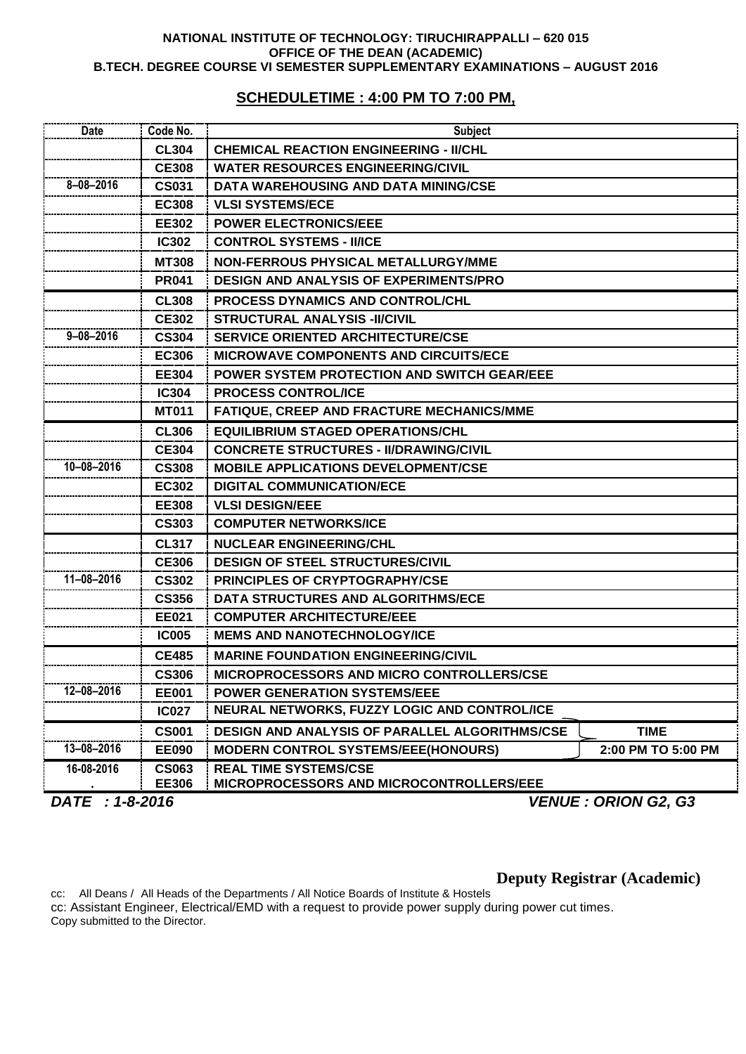**NATIONAL INSTITUTE OF TECHNOLOGY: TIRUCHIRAPPALLI – 620 015**
**OFFICE OF THE DEAN (ACADEMIC)**
**B.TECH. DEGREE COURSE VI SEMESTER SUPPLEMENTARY EXAMINATIONS – AUGUST 2016**

## SCHEDULETIME : 4:00 PM TO 7:00 PM,

| Date | Code No. | Subject | |
|---|---|---|---|
| | CL304 | CHEMICAL REACTION ENGINEERING - II/CHL | |
| | CE308 | WATER RESOURCES ENGINEERING/CIVIL | |
| 8–08–2016 | CS031 | DATA WAREHOUSING AND DATA MINING/CSE | |
| | EC308 | VLSI SYSTEMS/ECE | |
| | EE302 | POWER ELECTRONICS/EEE | |
| | IC302 | CONTROL SYSTEMS - II/ICE | |
| | MT308 | NON-FERROUS PHYSICAL METALLURGY/MME | |
| | PR041 | DESIGN AND ANALYSIS OF EXPERIMENTS/PRO | |
| | CL308 | PROCESS DYNAMICS AND CONTROL/CHL | |
| | CE302 | STRUCTURAL ANALYSIS -II/CIVIL | |
| 9–08–2016 | CS304 | SERVICE ORIENTED ARCHITECTURE/CSE | |
| | EC306 | MICROWAVE COMPONENTS AND CIRCUITS/ECE | |
| | EE304 | POWER SYSTEM PROTECTION AND SWITCH GEAR/EEE | |
| | IC304 | PROCESS CONTROL/ICE | |
| | MT011 | FATIQUE, CREEP AND FRACTURE MECHANICS/MME | |
| | CL306 | EQUILIBRIUM STAGED OPERATIONS/CHL | |
| | CE304 | CONCRETE STRUCTURES - II/DRAWING/CIVIL | |
| 10–08–2016 | CS308 | MOBILE APPLICATIONS DEVELOPMENT/CSE | |
| | EC302 | DIGITAL COMMUNICATION/ECE | |
| | EE308 | VLSI DESIGN/EEE | |
| | CS303 | COMPUTER NETWORKS/ICE | |
| | CL317 | NUCLEAR ENGINEERING/CHL | |
| | CE306 | DESIGN OF STEEL STRUCTURES/CIVIL | |
| 11–08–2016 | CS302 | PRINCIPLES OF CRYPTOGRAPHY/CSE | |
| | CS356 | DATA STRUCTURES AND ALGORITHMS/ECE | |
| | EE021 | COMPUTER ARCHITECTURE/EEE | |
| | IC005 | MEMS AND NANOTECHNOLOGY/ICE | |
| | CE485 | MARINE FOUNDATION ENGINEERING/CIVIL | |
| | CS306 | MICROPROCESSORS AND MICRO CONTROLLERS/CSE | |
| 12–08–2016 | EE001 | POWER GENERATION SYSTEMS/EEE | |
| | IC027 | NEURAL NETWORKS, FUZZY LOGIC AND CONTROL/ICE | |
| | CS001 | DESIGN AND ANALYSIS OF PARALLEL ALGORITHMS/CSE | TIME |
| 13–08–2016 | EE090 | MODERN CONTROL SYSTEMS/EEE(HONOURS) | 2:00 PM TO 5:00 PM |
| 16-08-2016 | CS063 | REAL TIME SYSTEMS/CSE | |
| . | EE306 | MICROPROCESSORS AND MICROCONTROLLERS/EEE | |

***DATE : 1-8-2016*** ***VENUE : ORION G2, G3***

**Deputy Registrar (Academic)**

cc: All Deans / All Heads of the Departments / All Notice Boards of Institute & Hostels
cc: Assistant Engineer, Electrical/EMD with a request to provide power supply during power cut times.
Copy submitted to the Director.